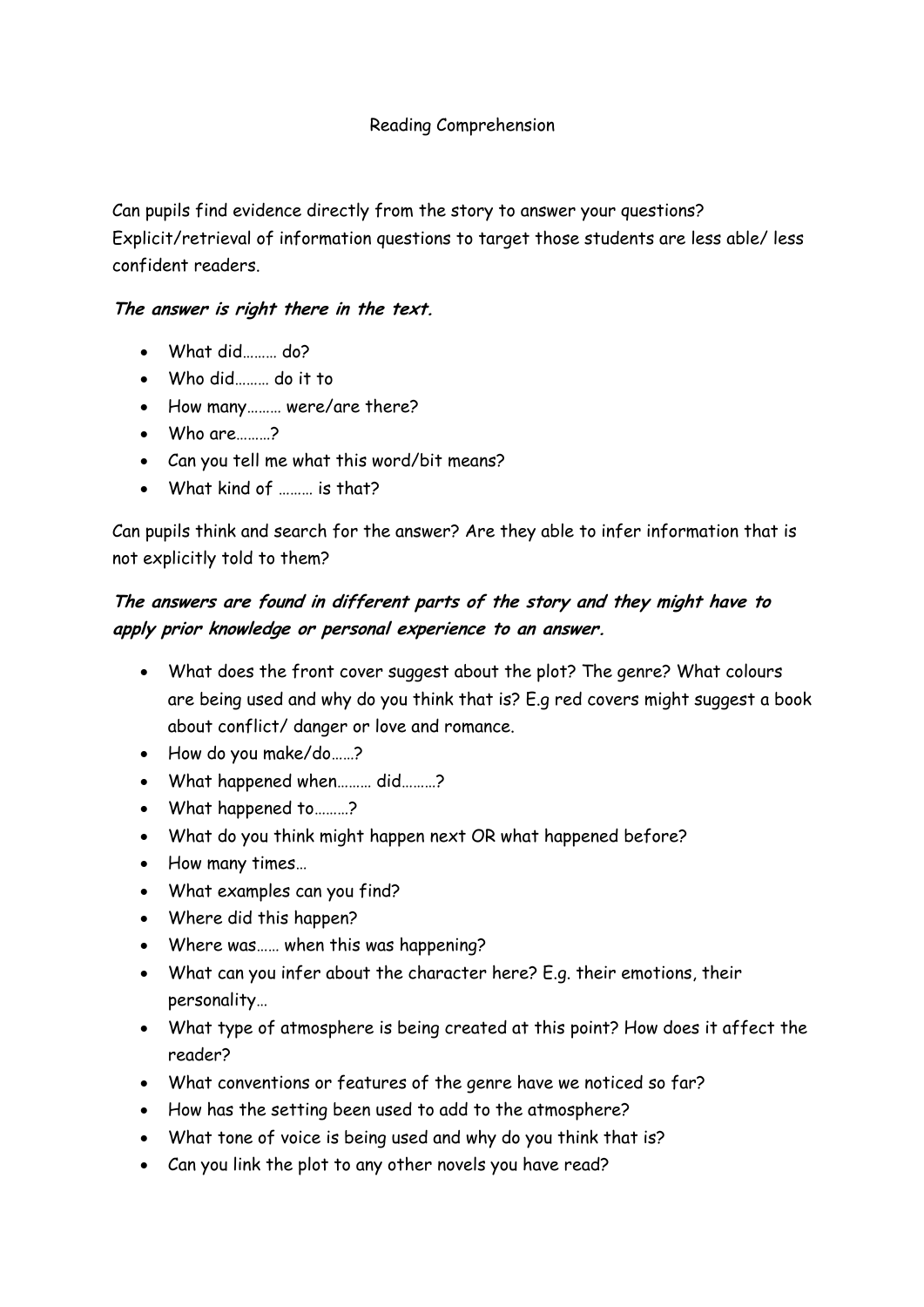# Reading Comprehension

Can pupils find evidence directly from the story to answer your questions? Explicit/retrieval of information questions to target those students are less able/ less confident readers.

***The answer is right there in the text.***

- What did……… do?
- Who did……… do it to
- How many……… were/are there?
- Who are………?
- Can you tell me what this word/bit means?
- What kind of ……… is that?

Can pupils think and search for the answer? Are they able to infer information that is not explicitly told to them?

***The answers are found in different parts of the story and they might have to apply prior knowledge or personal experience to an answer.***

- What does the front cover suggest about the plot? The genre? What colours are being used and why do you think that is? E.g red covers might suggest a book about conflict/ danger or love and romance.
- How do you make/do……?
- What happened when……… did………?
- What happened to………?
- What do you think might happen next OR what happened before?
- How many times…
- What examples can you find?
- Where did this happen?
- Where was…… when this was happening?
- What can you infer about the character here? E.g. their emotions, their personality…
- What type of atmosphere is being created at this point? How does it affect the reader?
- What conventions or features of the genre have we noticed so far?
- How has the setting been used to add to the atmosphere?
- What tone of voice is being used and why do you think that is?
- Can you link the plot to any other novels you have read?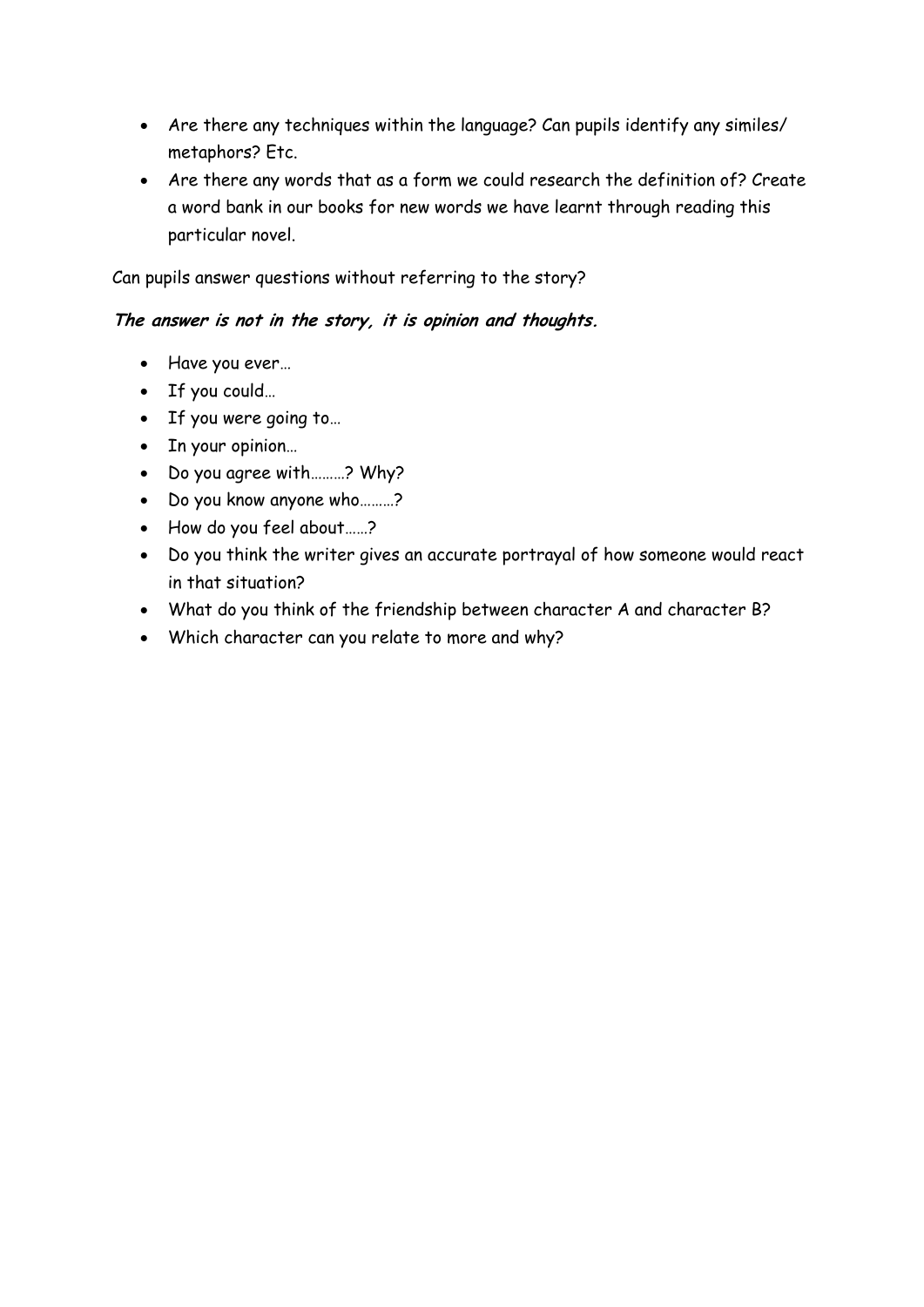- Are there any techniques within the language? Can pupils identify any similes/ metaphors? Etc.
- Are there any words that as a form we could research the definition of? Create a word bank in our books for new words we have learnt through reading this particular novel.

Can pupils answer questions without referring to the story?

***The answer is not in the story, it is opinion and thoughts.***

- Have you ever…
- If you could…
- If you were going to…
- In your opinion…
- Do you agree with………? Why?
- Do you know anyone who………?
- How do you feel about……?
- Do you think the writer gives an accurate portrayal of how someone would react in that situation?
- What do you think of the friendship between character A and character B?
- Which character can you relate to more and why?